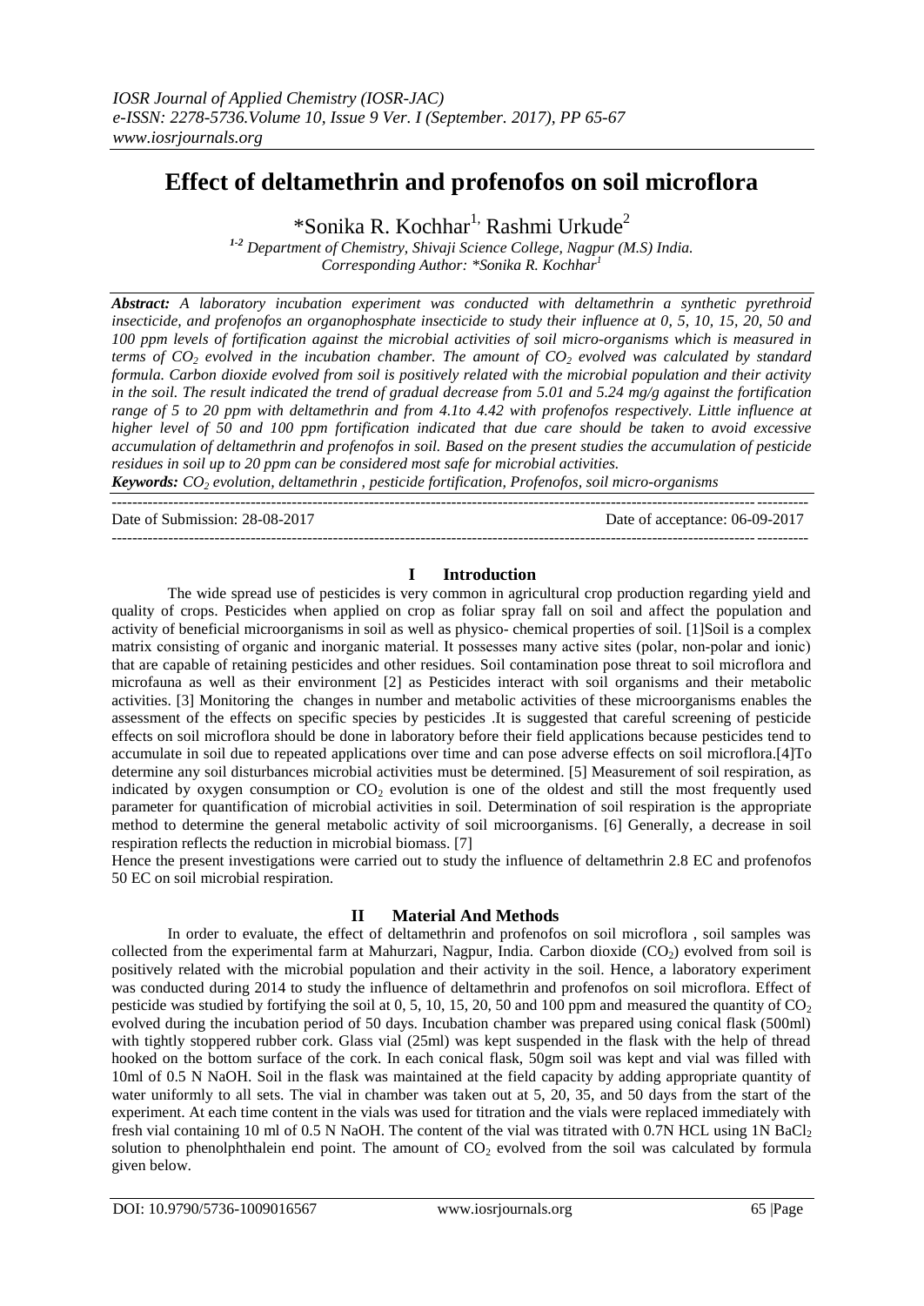# Effect of deltamethrin and profenofos on soil microflora

*Sonika R. Kochhar[1], Rashmi Urkude[2]

[1-2] *Department of Chemistry, Shivaji Science College, Nagpur (M.S) India.*
*Corresponding Author: *Sonika R. Kochhar[1]*

***Abstract:*** *A laboratory incubation experiment was conducted with deltamethrin a synthetic pyrethroid insecticide, and profenofos an organophosphate insecticide to study their influence at 0, 5, 10, 15, 20, 50 and 100 ppm levels of fortification against the microbial activities of soil micro-organisms which is measured in terms of $CO_2$ evolved in the incubation chamber. The amount of $CO_2$ evolved was calculated by standard formula. Carbon dioxide evolved from soil is positively related with the microbial population and their activity in the soil. The result indicated the trend of gradual decrease from 5.01 and 5.24 mg/g against the fortification range of 5 to 20 ppm with deltamethrin and from 4.1to 4.42 with profenofos respectively. Little influence at higher level of 50 and 100 ppm fortification indicated that due care should be taken to avoid excessive accumulation of deltamethrin and profenofos in soil. Based on the present studies the accumulation of pesticide residues in soil up to 20 ppm can be considered most safe for microbial activities.*

***Keywords:*** *$CO_2$ evolution, deltamethrin , pesticide fortification, Profenofos, soil micro-organisms*

---

Date of Submission: 28-08-2017 Date of acceptance: 06-09-2017

---

## I Introduction

The wide spread use of pesticides is very common in agricultural crop production regarding yield and quality of crops. Pesticides when applied on crop as foliar spray fall on soil and affect the population and activity of beneficial microorganisms in soil as well as physico- chemical properties of soil. [1]Soil is a complex matrix consisting of organic and inorganic material. It possesses many active sites (polar, non-polar and ionic) that are capable of retaining pesticides and other residues. Soil contamination pose threat to soil microflora and microfauna as well as their environment [2] as Pesticides interact with soil organisms and their metabolic activities. [3] Monitoring the changes in number and metabolic activities of these microorganisms enables the assessment of the effects on specific species by pesticides .It is suggested that careful screening of pesticide effects on soil microflora should be done in laboratory before their field applications because pesticides tend to accumulate in soil due to repeated applications over time and can pose adverse effects on soil microflora.[4]To determine any soil disturbances microbial activities must be determined. [5] Measurement of soil respiration, as indicated by oxygen consumption or $CO_2$ evolution is one of the oldest and still the most frequently used parameter for quantification of microbial activities in soil. Determination of soil respiration is the appropriate method to determine the general metabolic activity of soil microorganisms. [6] Generally, a decrease in soil respiration reflects the reduction in microbial biomass. [7]

Hence the present investigations were carried out to study the influence of deltamethrin 2.8 EC and profenofos 50 EC on soil microbial respiration.

## II Material And Methods

In order to evaluate, the effect of deltamethrin and profenofos on soil microflora , soil samples was collected from the experimental farm at Mahurzari, Nagpur, India. Carbon dioxide ($CO_2$) evolved from soil is positively related with the microbial population and their activity in the soil. Hence, a laboratory experiment was conducted during 2014 to study the influence of deltamethrin and profenofos on soil microflora. Effect of pesticide was studied by fortifying the soil at 0, 5, 10, 15, 20, 50 and 100 ppm and measured the quantity of $CO_2$ evolved during the incubation period of 50 days. Incubation chamber was prepared using conical flask (500ml) with tightly stoppered rubber cork. Glass vial (25ml) was kept suspended in the flask with the help of thread hooked on the bottom surface of the cork. In each conical flask, 50gm soil was kept and vial was filled with 10ml of 0.5 N NaOH. Soil in the flask was maintained at the field capacity by adding appropriate quantity of water uniformly to all sets. The vial in chamber was taken out at 5, 20, 35, and 50 days from the start of the experiment. At each time content in the vials was used for titration and the vials were replaced immediately with fresh vial containing 10 ml of 0.5 N NaOH. The content of the vial was titrated with 0.7N HCL using 1N $BaCl_2$ solution to phenolphthalein end point. The amount of $CO_2$ evolved from the soil was calculated by formula given below.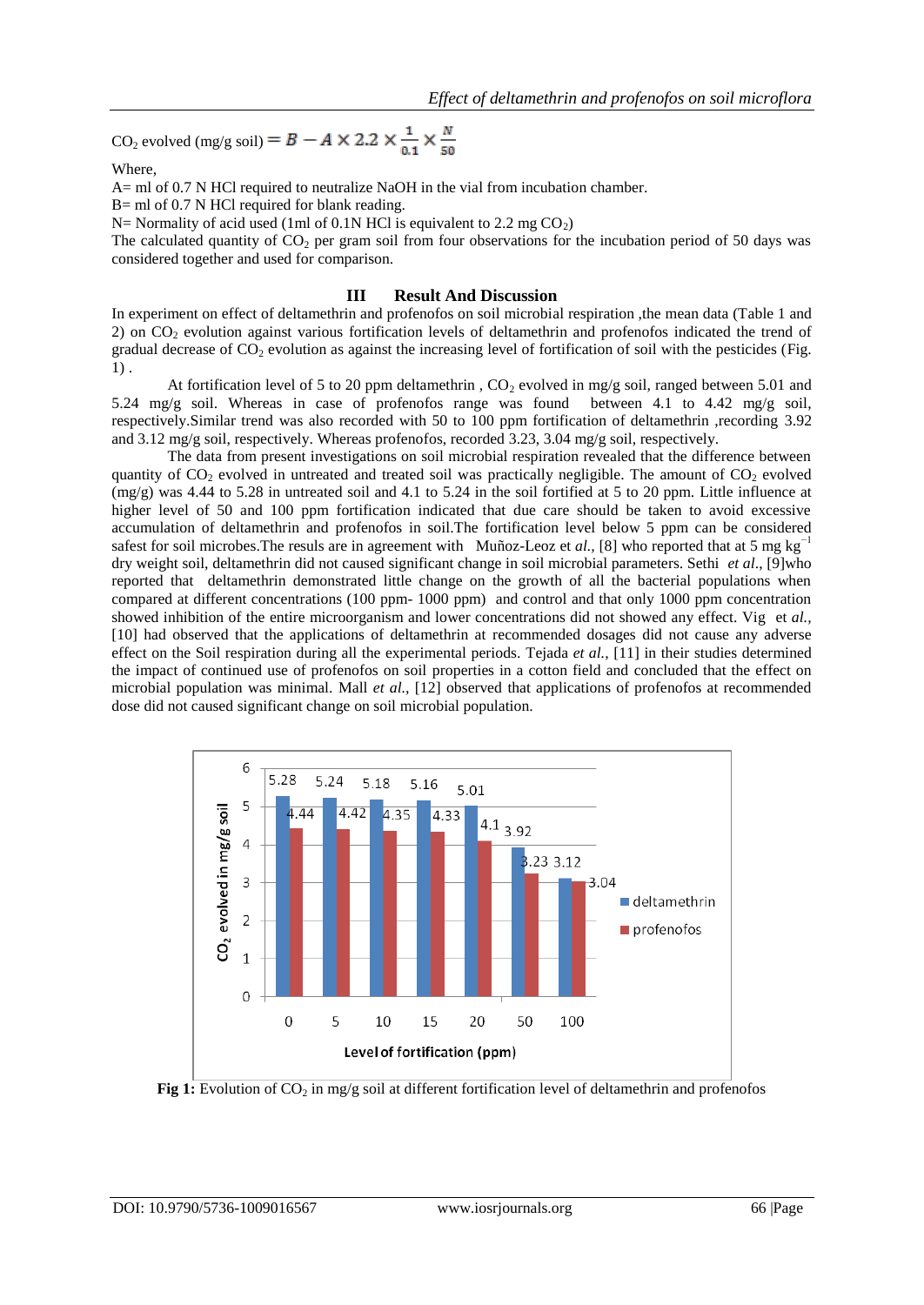$CO_2$ evolved (mg/g soil) $= B - A \times 2.2 \times \frac{1}{0.1} \times \frac{N}{50}$

Where,

A= ml of 0.7 N HCl required to neutralize NaOH in the vial from incubation chamber.

B= ml of 0.7 N HCl required for blank reading.

N= Normality of acid used (1ml of 0.1N HCl is equivalent to 2.2 mg $CO_2$)

The calculated quantity of $CO_2$ per gram soil from four observations for the incubation period of 50 days was considered together and used for comparison.

## III Result And Discussion

In experiment on effect of deltamethrin and profenofos on soil microbial respiration ,the mean data (Table 1 and 2) on $CO_2$ evolution against various fortification levels of deltamethrin and profenofos indicated the trend of gradual decrease of $CO_2$ evolution as against the increasing level of fortification of soil with the pesticides (Fig. 1) .

At fortification level of 5 to 20 ppm deltamethrin , $CO_2$ evolved in mg/g soil, ranged between 5.01 and 5.24 mg/g soil. Whereas in case of profenofos range was found between 4.1 to 4.42 mg/g soil, respectively.Similar trend was also recorded with 50 to 100 ppm fortification of deltamethrin ,recording 3.92 and 3.12 mg/g soil, respectively. Whereas profenofos, recorded 3.23, 3.04 mg/g soil, respectively.

The data from present investigations on soil microbial respiration revealed that the difference between quantity of $CO_2$ evolved in untreated and treated soil was practically negligible. The amount of $CO_2$ evolved (mg/g) was 4.44 to 5.28 in untreated soil and 4.1 to 5.24 in the soil fortified at 5 to 20 ppm. Little influence at higher level of 50 and 100 ppm fortification indicated that due care should be taken to avoid excessive accumulation of deltamethrin and profenofos in soil.The fortification level below 5 ppm can be considered safest for soil microbes.The resuls are in agreement with Muñoz-Leoz et *al.*, [8] who reported that at 5 mg $kg^{-1}$ dry weight soil, deltamethrin did not caused significant change in soil microbial parameters. Sethi *et al*., [9]who reported that deltamethrin demonstrated little change on the growth of all the bacterial populations when compared at different concentrations (100 ppm- 1000 ppm) and control and that only 1000 ppm concentration showed inhibition of the entire microorganism and lower concentrations did not showed any effect. Vig et *al.*, [10] had observed that the applications of deltamethrin at recommended dosages did not cause any adverse effect on the Soil respiration during all the experimental periods. Tejada *et al.*, [11] in their studies determined the impact of continued use of profenofos on soil properties in a cotton field and concluded that the effect on microbial population was minimal. Mall *et al.*, [12] observed that applications of profenofos at recommended dose did not caused significant change on soil microbial population.

| Level of fortification (ppm) | deltamethrin | profenofos |
|---|---|---|
| 0 | 5.28 | 4.44 |
| 5 | 5.24 | 4.42 |
| 10 | 5.18 | 4.35 |
| 15 | 5.16 | 4.33 |
| 20 | 5.01 | 4.1 |
| 50 | 3.92 | 3.23 |
| 100 | 3.12 | 3.04 |

**Fig 1:** Evolution of $CO_2$ in mg/g soil at different fortification level of deltamethrin and profenofos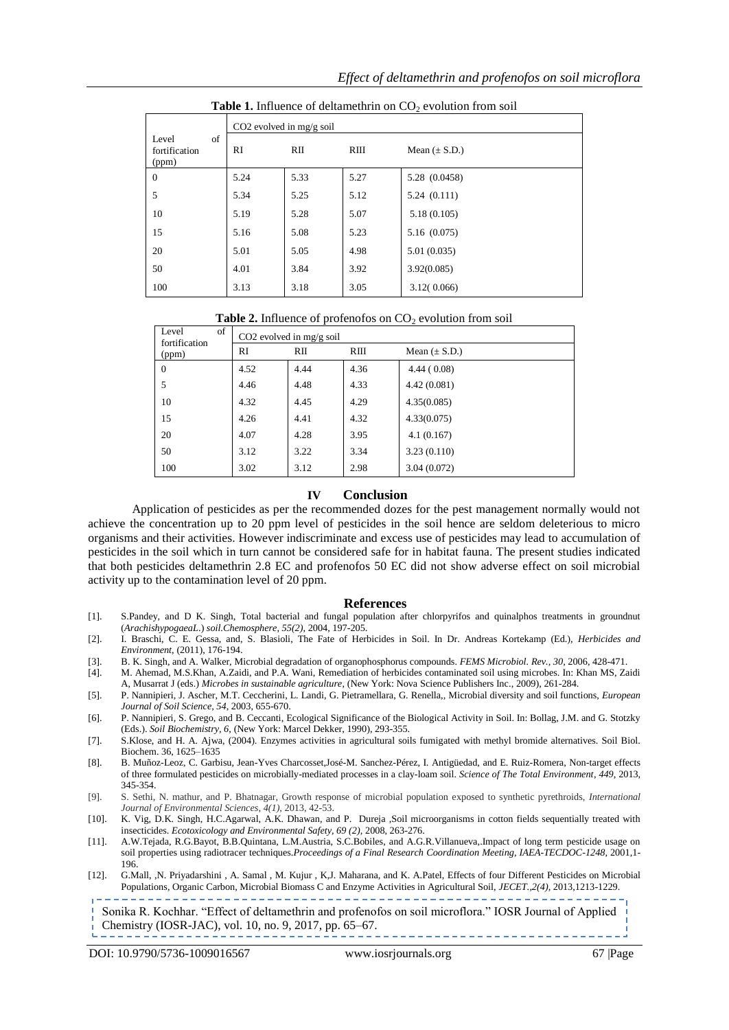**Table 1.** Influence of deltamethrin on $CO_2$ evolution from soil

| Level of fortification (ppm) | CO2 evolved in mg/g soil | | | |
|---|---|---|---|---|
| | RI | RII | RIII | Mean (± S.D.) |
| 0 | 5.24 | 5.33 | 5.27 | 5.28 (0.0458) |
| 5 | 5.34 | 5.25 | 5.12 | 5.24 (0.111) |
| 10 | 5.19 | 5.28 | 5.07 | 5.18 (0.105) |
| 15 | 5.16 | 5.08 | 5.23 | 5.16 (0.075) |
| 20 | 5.01 | 5.05 | 4.98 | 5.01 (0.035) |
| 50 | 4.01 | 3.84 | 3.92 | 3.92(0.085) |
| 100 | 3.13 | 3.18 | 3.05 | 3.12( 0.066) |

**Table 2.** Influence of profenofos on $CO_2$ evolution from soil

| Level of fortification (ppm) | CO2 evolved in mg/g soil | | | |
|---|---|---|---|---|
| | RI | RII | RIII | Mean (± S.D.) |
| 0 | 4.52 | 4.44 | 4.36 | 4.44 ( 0.08) |
| 5 | 4.46 | 4.48 | 4.33 | 4.42 (0.081) |
| 10 | 4.32 | 4.45 | 4.29 | 4.35(0.085) |
| 15 | 4.26 | 4.41 | 4.32 | 4.33(0.075) |
| 20 | 4.07 | 4.28 | 3.95 | 4.1 (0.167) |
| 50 | 3.12 | 3.22 | 3.34 | 3.23 (0.110) |
| 100 | 3.02 | 3.12 | 2.98 | 3.04 (0.072) |

## IV Conclusion

Application of pesticides as per the recommended dozes for the pest management normally would not achieve the concentration up to 20 ppm level of pesticides in the soil hence are seldom deleterious to micro organisms and their activities. However indiscriminate and excess use of pesticides may lead to accumulation of pesticides in the soil which in turn cannot be considered safe for in habitat fauna. The present studies indicated that both pesticides deltamethrin 2.8 EC and profenofos 50 EC did not show adverse effect on soil microbial activity up to the contamination level of 20 ppm.

## References

[1]. S.Pandey, and D K. Singh, Total bacterial and fungal population after chlorpyrifos and quinalphos treatments in groundnut (*ArachishypogaeaL.*) *soil.Chemosphere, 55(2)*, 2004, 197-205.

[2]. I. Braschi, C. E. Gessa, and, S. Blasioli, The Fate of Herbicides in Soil. In Dr. Andreas Kortekamp (Ed.), *Herbicides and Environment*, (2011), 176-194.

[3]. B. K. Singh, and A. Walker, Microbial degradation of organophosphorus compounds. *FEMS Microbiol. Rev., 30*, 2006, 428-471.

[4]. M. Ahemad, M.S.Khan, A.Zaidi, and P.A. Wani, Remediation of herbicides contaminated soil using microbes. In: Khan MS, Zaidi A, Musarrat J (eds.) *Microbes in sustainable agriculture*, (New York: Nova Science Publishers Inc., 2009), 261-284.

[5]. P. Nannipieri, J. Ascher, M.T. Ceccherini, L. Landi, G. Pietramellara, G. Renella,, Microbial diversity and soil functions, *European Journal of Soil Science, 54*, 2003, 655-670.

[6]. P. Nannipieri, S. Grego, and B. Ceccanti, Ecological Significance of the Biological Activity in Soil. In: Bollag, J.M. and G. Stotzky (Eds.). *Soil Biochemistry, 6*, (New York: Marcel Dekker, 1990), 293-355.

[7]. S.Klose, and H. A. Ajwa, (2004). Enzymes activities in agricultural soils fumigated with methyl bromide alternatives. Soil Biol. Biochem. 36, 1625–1635

[8]. B. Muñoz-Leoz, C. Garbisu, Jean-Yves Charcosset,José-M. Sanchez-Pérez, I. Antigüedad, and E. Ruiz-Romera, Non-target effects of three formulated pesticides on microbially-mediated processes in a clay-loam soil. *Science of The Total Environment, 449*, 2013, 345-354.

[9]. S. Sethi, N. mathur, and P. Bhatnagar, Growth response of microbial population exposed to synthetic pyrethroids, *International Journal of Environmental Sciences, 4(1)*, 2013, 42-53.

[10]. K. Vig, D.K. Singh, H.C.Agarwal, A.K. Dhawan, and P. Dureja ,Soil microorganisms in cotton fields sequentially treated with insecticides. *Ecotoxicology and Environmental Safety, 69 (2)*, 2008, 263-276.

[11]. A.W.Tejada, R.G.Bayot, B.B.Quintana, L.M.Austria, S.C.Bobiles, and A.G.R.Villanueva,.Impact of long term pesticide usage on soil properties using radiotracer techniques.*Proceedings of a Final Research Coordination Meeting, IAEA-TECDOC-1248*, 2001,1-196.

[12]. G.Mall, ,N. Priyadarshini , A. Samal , M. Kujur , K,J. Maharana, and K. A.Patel, Effects of four Different Pesticides on Microbial Populations, Organic Carbon, Microbial Biomass C and Enzyme Activities in Agricultural Soil, *JECET.,2(4)*, 2013,1213-1229.

Sonika R. Kochhar. "Effect of deltamethrin and profenofos on soil microflora." IOSR Journal of Applied Chemistry (IOSR-JAC), vol. 10, no. 9, 2017, pp. 65–67.